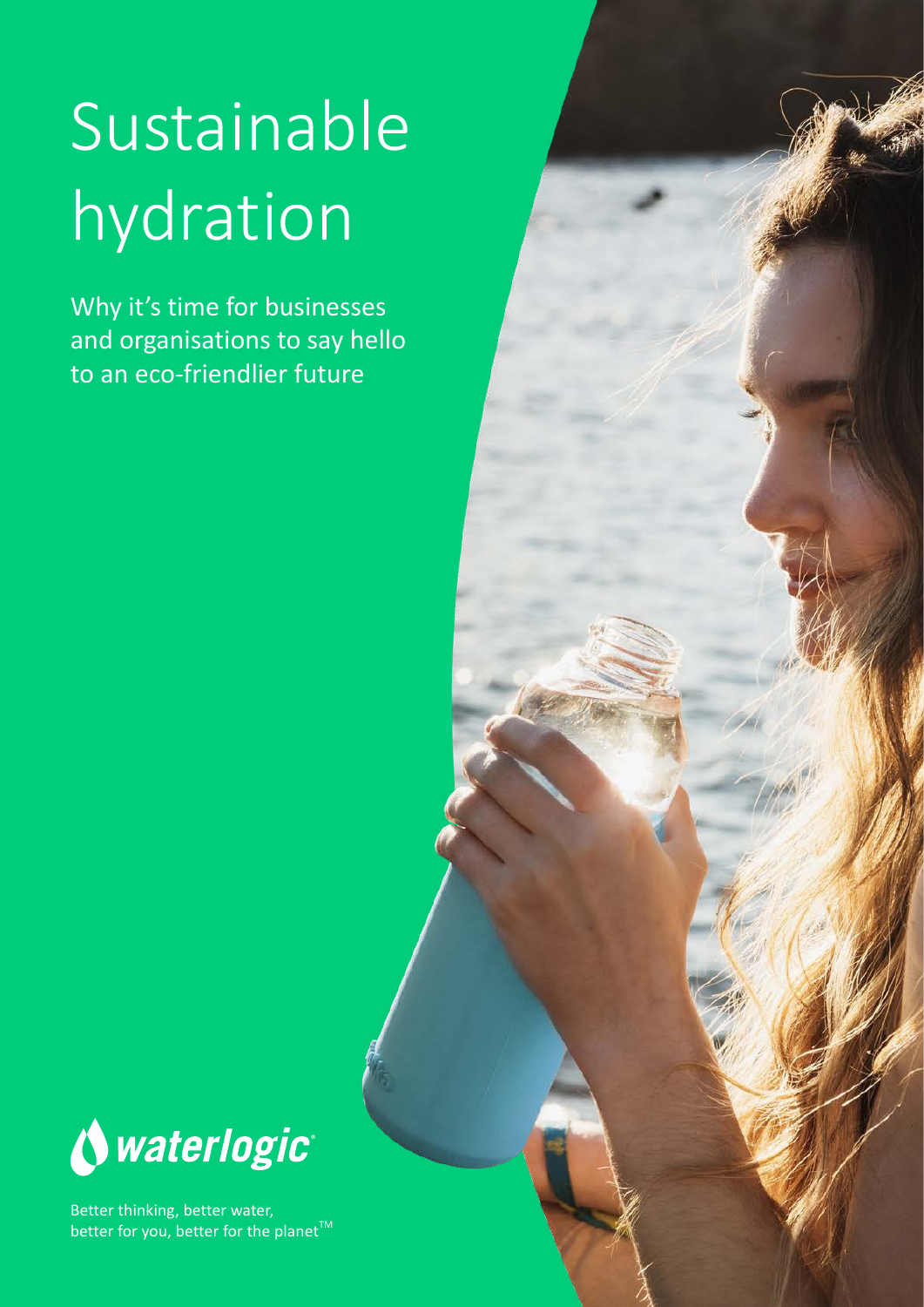# Sustainable hydration

Why it's time for businesses and organisations to say hello to an eco-friendlier future

waterlogic

Better thinking, better water, better for you, better for the planet™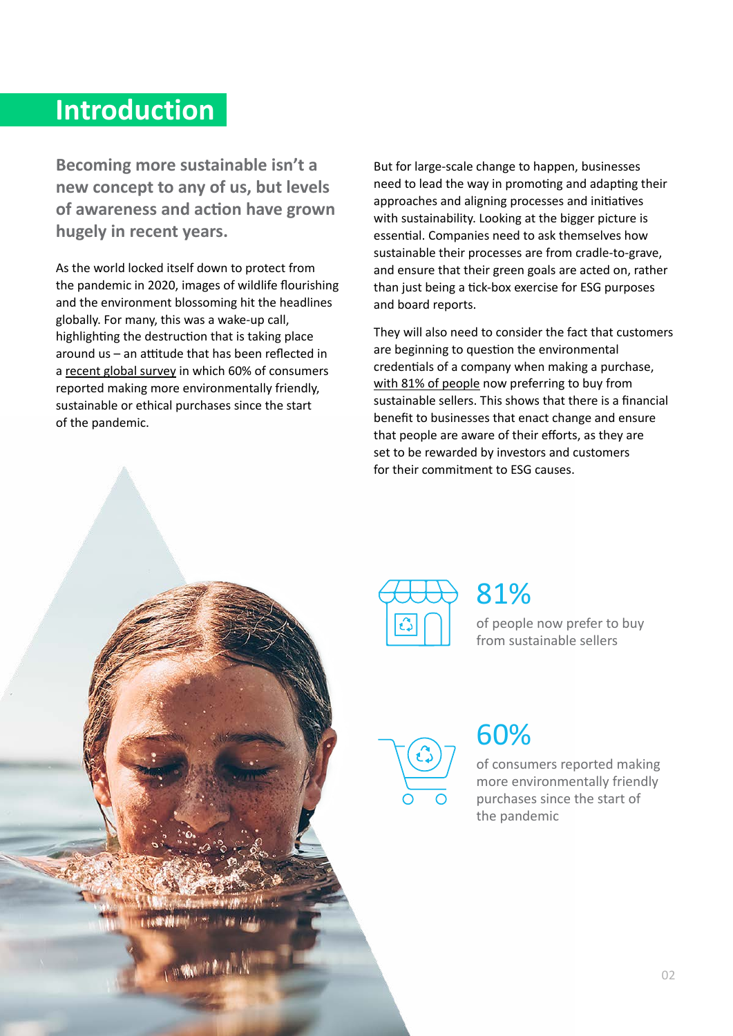# Introduction

**Becoming more sustainable isn't a new concept to any of us, but levels of awareness and action have grown hugely in recent years.**

As the world locked itself down to protect from the pandemic in 2020, images of wildlife flourishing and the environment blossoming hit the headlines globally. For many, this was a wake-up call, highlighting the destruction that is taking place around us – an attitude that has been reflected in a recent global survey in which 60% of consumers reported making more environmentally friendly, sustainable or ethical purchases since the start of the pandemic.

But for large-scale change to happen, businesses need to lead the way in promoting and adapting their approaches and aligning processes and initiatives with sustainability. Looking at the bigger picture is essential. Companies need to ask themselves how sustainable their processes are from cradle-to-grave, and ensure that their green goals are acted on, rather than just being a tick-box exercise for ESG purposes and board reports.

They will also need to consider the fact that customers are beginning to question the environmental credentials of a company when making a purchase, with 81% of people now preferring to buy from sustainable sellers. This shows that there is a financial benefit to businesses that enact change and ensure that people are aware of their efforts, as they are set to be rewarded by investors and customers for their commitment to ESG causes.

**81%**

of people now prefer to buy from sustainable sellers

**60%**

of consumers reported making more environmentally friendly purchases since the start of the pandemic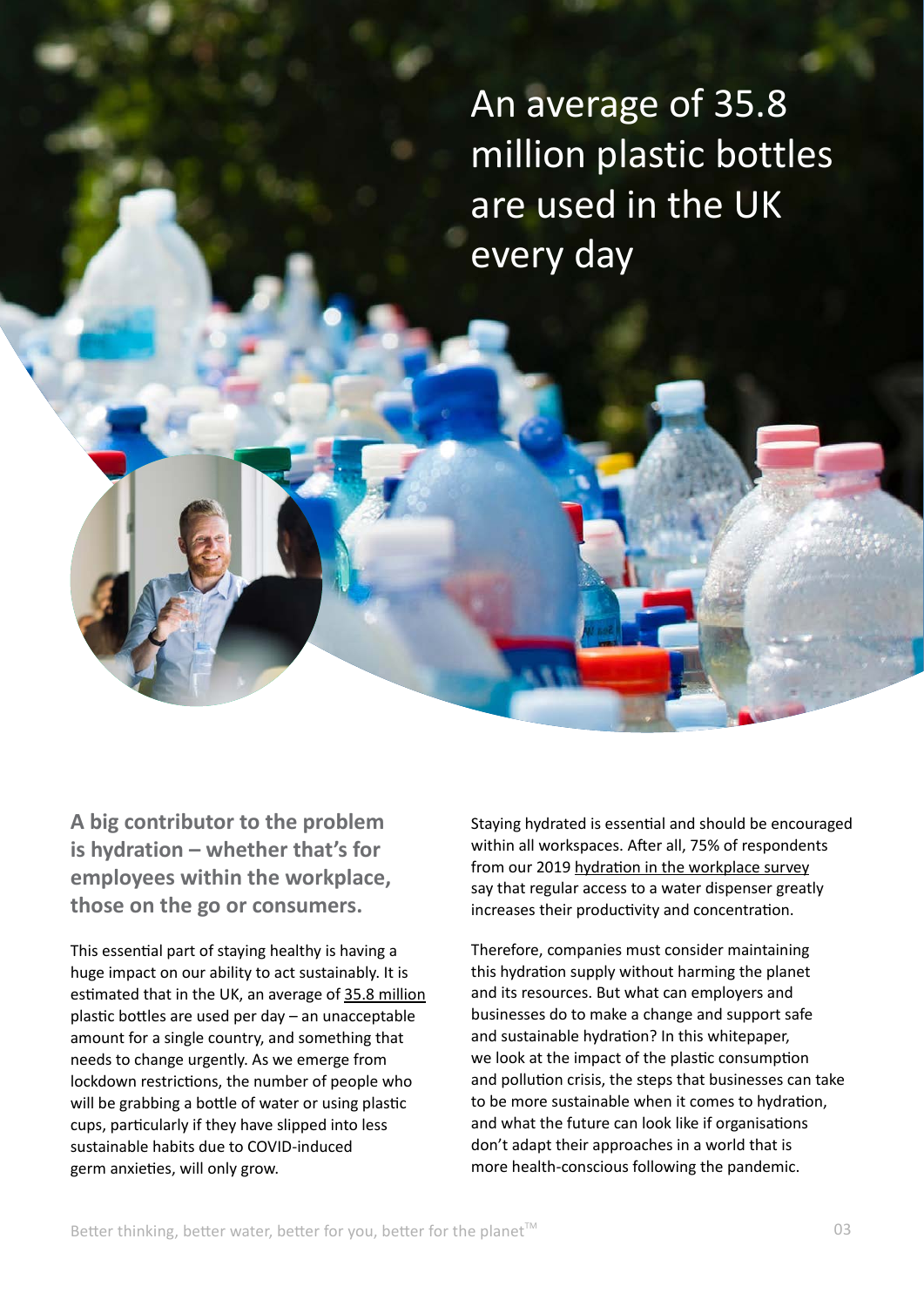An average of 35.8 million plastic bottles are used in the UK every day

**A big contributor to the problem is hydration – whether that's for employees within the workplace, those on the go or consumers.**

This essential part of staying healthy is having a huge impact on our ability to act sustainably. It is estimated that in the UK, an average of 35.8 million plastic bottles are used per day – an unacceptable amount for a single country, and something that needs to change urgently. As we emerge from lockdown restrictions, the number of people who will be grabbing a bottle of water or using plastic cups, particularly if they have slipped into less sustainable habits due to COVID-induced germ anxieties, will only grow.

Staying hydrated is essential and should be encouraged within all workspaces. After all, 75% of respondents from our 2019 hydration in the workplace survey say that regular access to a water dispenser greatly increases their productivity and concentration.

Therefore, companies must consider maintaining this hydration supply without harming the planet and its resources. But what can employers and businesses do to make a change and support safe and sustainable hydration? In this whitepaper, we look at the impact of the plastic consumption and pollution crisis, the steps that businesses can take to be more sustainable when it comes to hydration, and what the future can look like if organisations don't adapt their approaches in a world that is more health-conscious following the pandemic.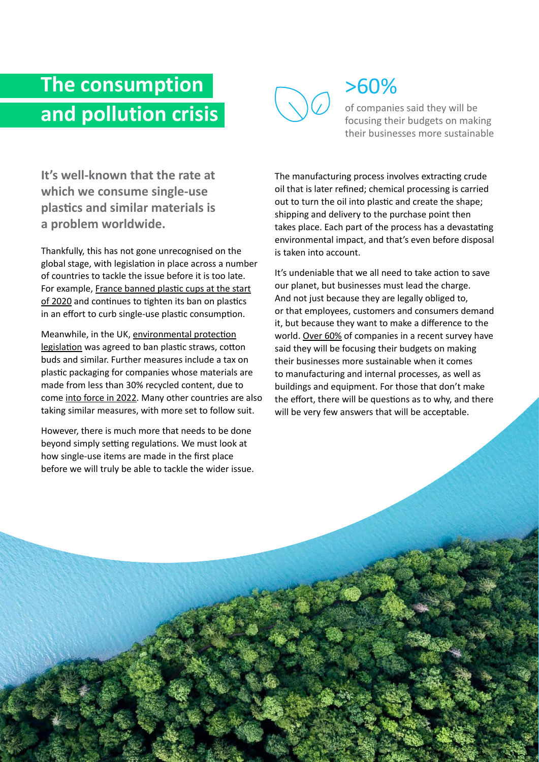# The consumption and pollution crisis

**>60%**

of companies said they will be focusing their budgets on making their businesses more sustainable

**It's well-known that the rate at which we consume single-use plastics and similar materials is a problem worldwide.**

Thankfully, this has not gone unrecognised on the global stage, with legislation in place across a number of countries to tackle the issue before it is too late. For example, France banned plastic cups at the start of 2020 and continues to tighten its ban on plastics in an effort to curb single-use plastic consumption.

Meanwhile, in the UK, environmental protection legislation was agreed to ban plastic straws, cotton buds and similar. Further measures include a tax on plastic packaging for companies whose materials are made from less than 30% recycled content, due to come into force in 2022. Many other countries are also taking similar measures, with more set to follow suit.

However, there is much more that needs to be done beyond simply setting regulations. We must look at how single-use items are made in the first place before we will truly be able to tackle the wider issue.

The manufacturing process involves extracting crude oil that is later refined; chemical processing is carried out to turn the oil into plastic and create the shape; shipping and delivery to the purchase point then takes place. Each part of the process has a devastating environmental impact, and that's even before disposal is taken into account.

It's undeniable that we all need to take action to save our planet, but businesses must lead the charge. And not just because they are legally obliged to, or that employees, customers and consumers demand it, but because they want to make a difference to the world. Over 60% of companies in a recent survey have said they will be focusing their budgets on making their businesses more sustainable when it comes to manufacturing and internal processes, as well as buildings and equipment. For those that don't make the effort, there will be questions as to why, and there will be very few answers that will be acceptable.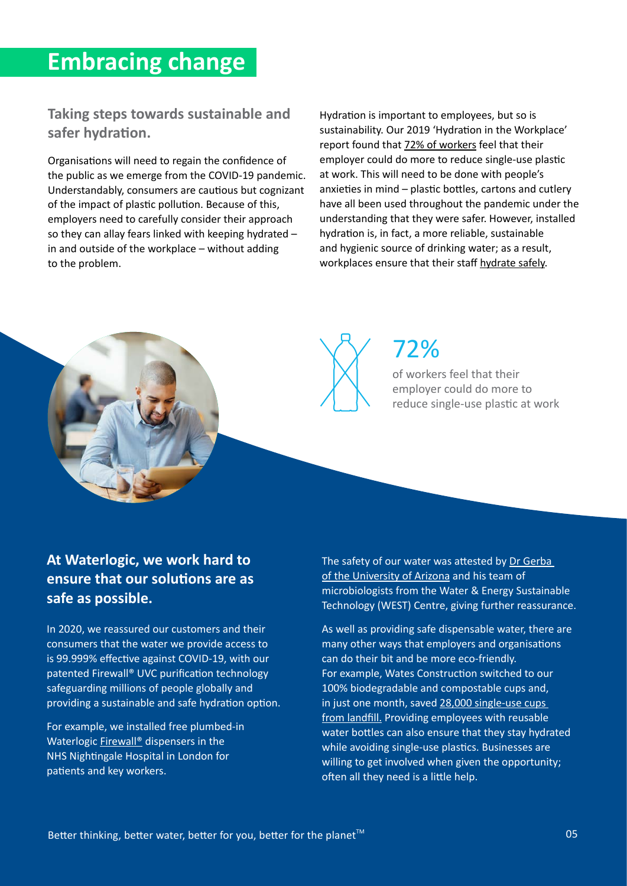# Embracing change

### Taking steps towards sustainable and safer hydration.

Organisations will need to regain the confidence of the public as we emerge from the COVID-19 pandemic. Understandably, consumers are cautious but cognizant of the impact of plastic pollution. Because of this, employers need to carefully consider their approach so they can allay fears linked with keeping hydrated – in and outside of the workplace – without adding to the problem.

Hydration is important to employees, but so is sustainability. Our 2019 'Hydration in the Workplace' report found that 72% of workers feel that their employer could do more to reduce single-use plastic at work. This will need to be done with people's anxieties in mind – plastic bottles, cartons and cutlery have all been used throughout the pandemic under the understanding that they were safer. However, installed hydration is, in fact, a more reliable, sustainable and hygienic source of drinking water; as a result, workplaces ensure that their staff hydrate safely.

**72%**

of workers feel that their employer could do more to reduce single-use plastic at work

### At Waterlogic, we work hard to ensure that our solutions are as safe as possible.

In 2020, we reassured our customers and their consumers that the water we provide access to is 99.999% effective against COVID-19, with our patented Firewall® UVC purification technology safeguarding millions of people globally and providing a sustainable and safe hydration option.

For example, we installed free plumbed-in Waterlogic Firewall® dispensers in the NHS Nightingale Hospital in London for patients and key workers.

The safety of our water was attested by Dr Gerba of the University of Arizona and his team of microbiologists from the Water & Energy Sustainable Technology (WEST) Centre, giving further reassurance.

As well as providing safe dispensable water, there are many other ways that employers and organisations can do their bit and be more eco-friendly. For example, Wates Construction switched to our 100% biodegradable and compostable cups and, in just one month, saved 28,000 single-use cups from landfill. Providing employees with reusable water bottles can also ensure that they stay hydrated while avoiding single-use plastics. Businesses are willing to get involved when given the opportunity; often all they need is a little help.

Better thinking, better water, better for you, better for the planet™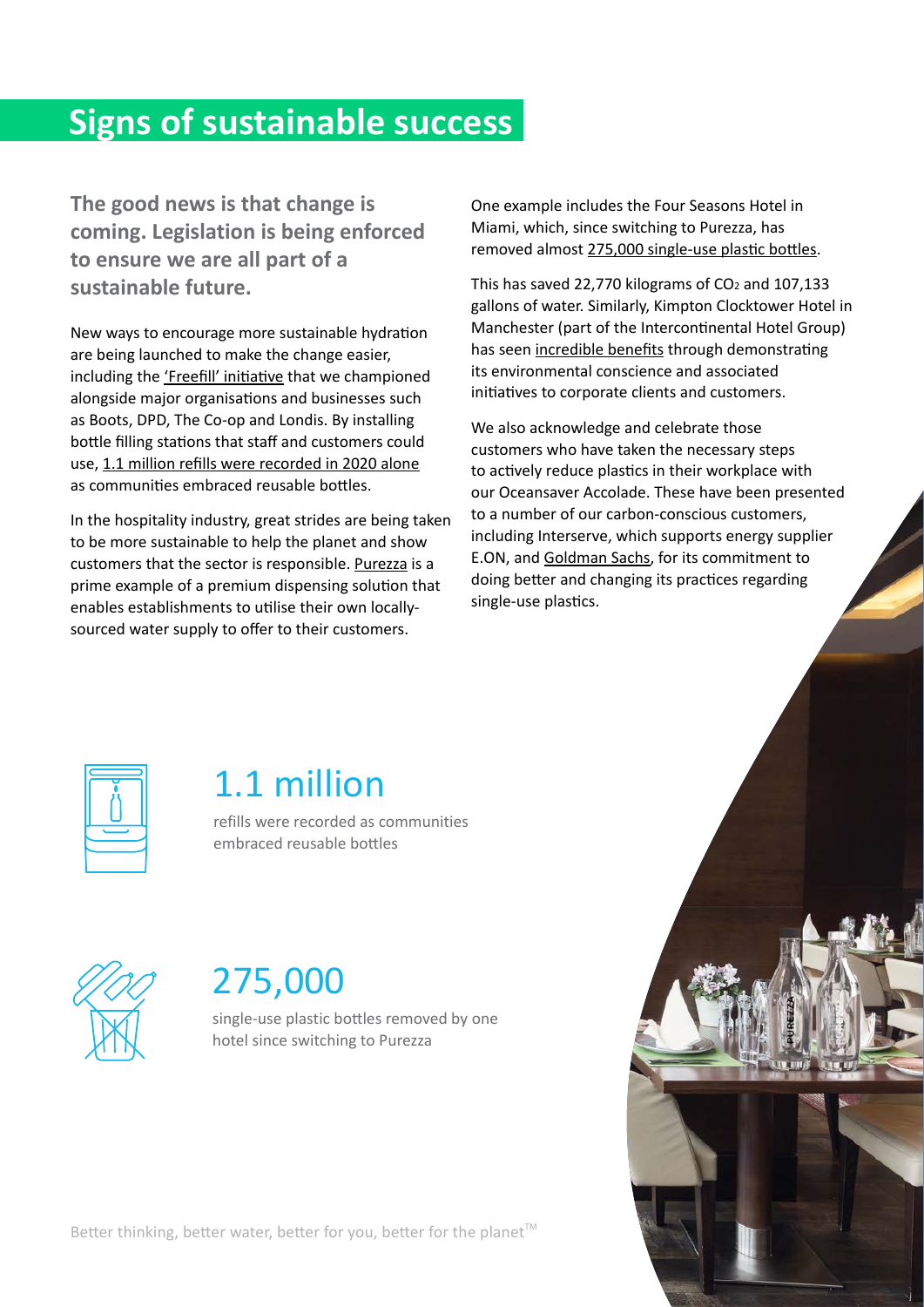# Signs of sustainable success

**The good news is that change is coming. Legislation is being enforced to ensure we are all part of a sustainable future.**

New ways to encourage more sustainable hydration are being launched to make the change easier, including the 'Freefill' initiative that we championed alongside major organisations and businesses such as Boots, DPD, The Co-op and Londis. By installing bottle filling stations that staff and customers could use, 1.1 million refills were recorded in 2020 alone as communities embraced reusable bottles.

In the hospitality industry, great strides are being taken to be more sustainable to help the planet and show customers that the sector is responsible. Purezza is a prime example of a premium dispensing solution that enables establishments to utilise their own locally-sourced water supply to offer to their customers.

One example includes the Four Seasons Hotel in Miami, which, since switching to Purezza, has removed almost 275,000 single-use plastic bottles.

This has saved 22,770 kilograms of $CO_2$ and 107,133 gallons of water. Similarly, Kimpton Clocktower Hotel in Manchester (part of the Intercontinental Hotel Group) has seen incredible benefits through demonstrating its environmental conscience and associated initiatives to corporate clients and customers.

We also acknowledge and celebrate those customers who have taken the necessary steps to actively reduce plastics in their workplace with our Oceansaver Accolade. These have been presented to a number of our carbon-conscious customers, including Interserve, which supports energy supplier E.ON, and Goldman Sachs, for its commitment to doing better and changing its practices regarding single-use plastics.

## 1.1 million

refills were recorded as communities embraced reusable bottles

## 275,000

single-use plastic bottles removed by one hotel since switching to Purezza

Better thinking, better water, better for you, better for the planet™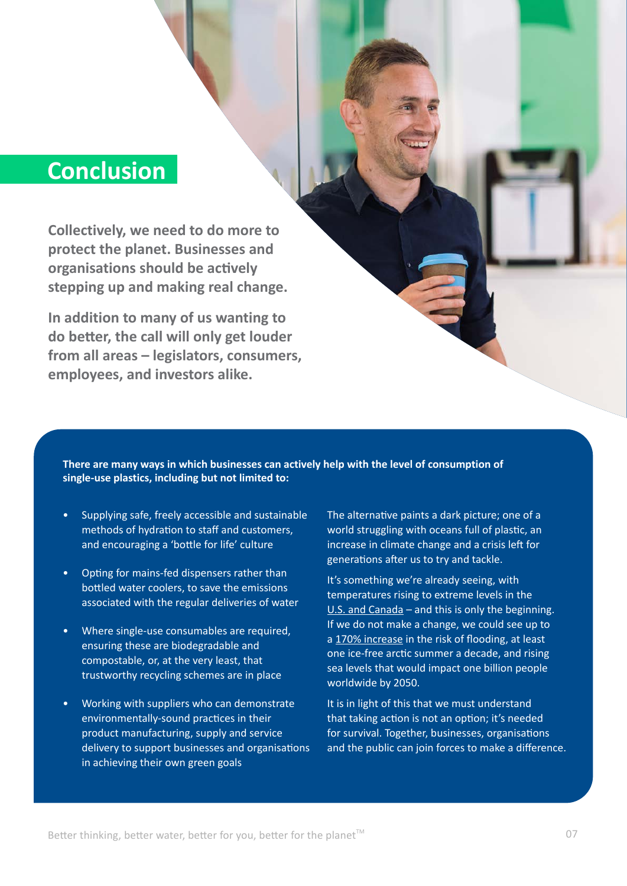# Conclusion

**Collectively, we need to do more to protect the planet. Businesses and organisations should be actively stepping up and making real change.**

**In addition to many of us wanting to do better, the call will only get louder from all areas – legislators, consumers, employees, and investors alike.**

**There are many ways in which businesses can actively help with the level of consumption of single-use plastics, including but not limited to:**

- Supplying safe, freely accessible and sustainable methods of hydration to staff and customers, and encouraging a 'bottle for life' culture
- Opting for mains-fed dispensers rather than bottled water coolers, to save the emissions associated with the regular deliveries of water
- Where single-use consumables are required, ensuring these are biodegradable and compostable, or, at the very least, that trustworthy recycling schemes are in place
- Working with suppliers who can demonstrate environmentally-sound practices in their product manufacturing, supply and service delivery to support businesses and organisations in achieving their own green goals

The alternative paints a dark picture; one of a world struggling with oceans full of plastic, an increase in climate change and a crisis left for generations after us to try and tackle.

It's something we're already seeing, with temperatures rising to extreme levels in the U.S. and Canada – and this is only the beginning. If we do not make a change, we could see up to a 170% increase in the risk of flooding, at least one ice-free arctic summer a decade, and rising sea levels that would impact one billion people worldwide by 2050.

It is in light of this that we must understand that taking action is not an option; it's needed for survival. Together, businesses, organisations and the public can join forces to make a difference.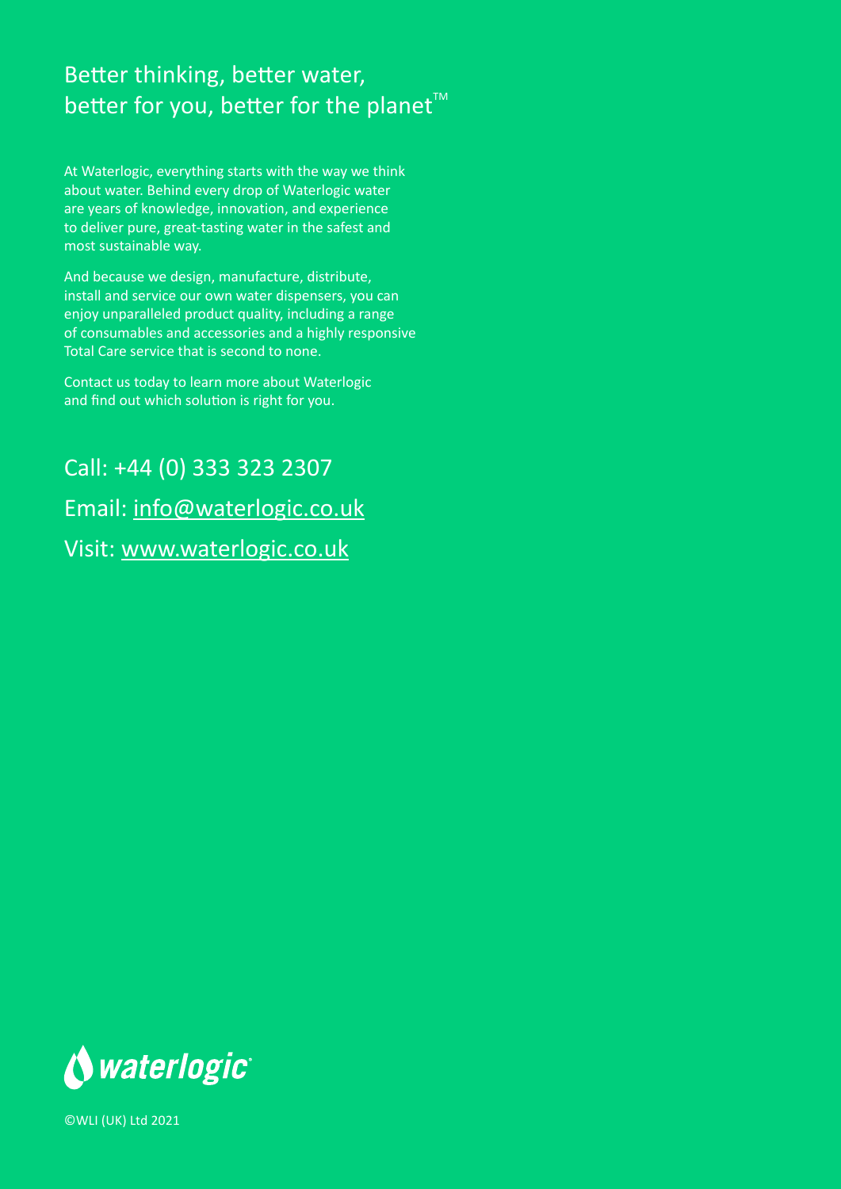## Better thinking, better water, better for you, better for the planet™

At Waterlogic, everything starts with the way we think about water. Behind every drop of Waterlogic water are years of knowledge, innovation, and experience to deliver pure, great-tasting water in the safest and most sustainable way.

And because we design, manufacture, distribute, install and service our own water dispensers, you can enjoy unparalleled product quality, including a range of consumables and accessories and a highly responsive Total Care service that is second to none.

Contact us today to learn more about Waterlogic and find out which solution is right for you.

Call: +44 (0) 333 323 2307

Email: info@waterlogic.co.uk

Visit: www.waterlogic.co.uk

waterlogic®

©WLI (UK) Ltd 2021